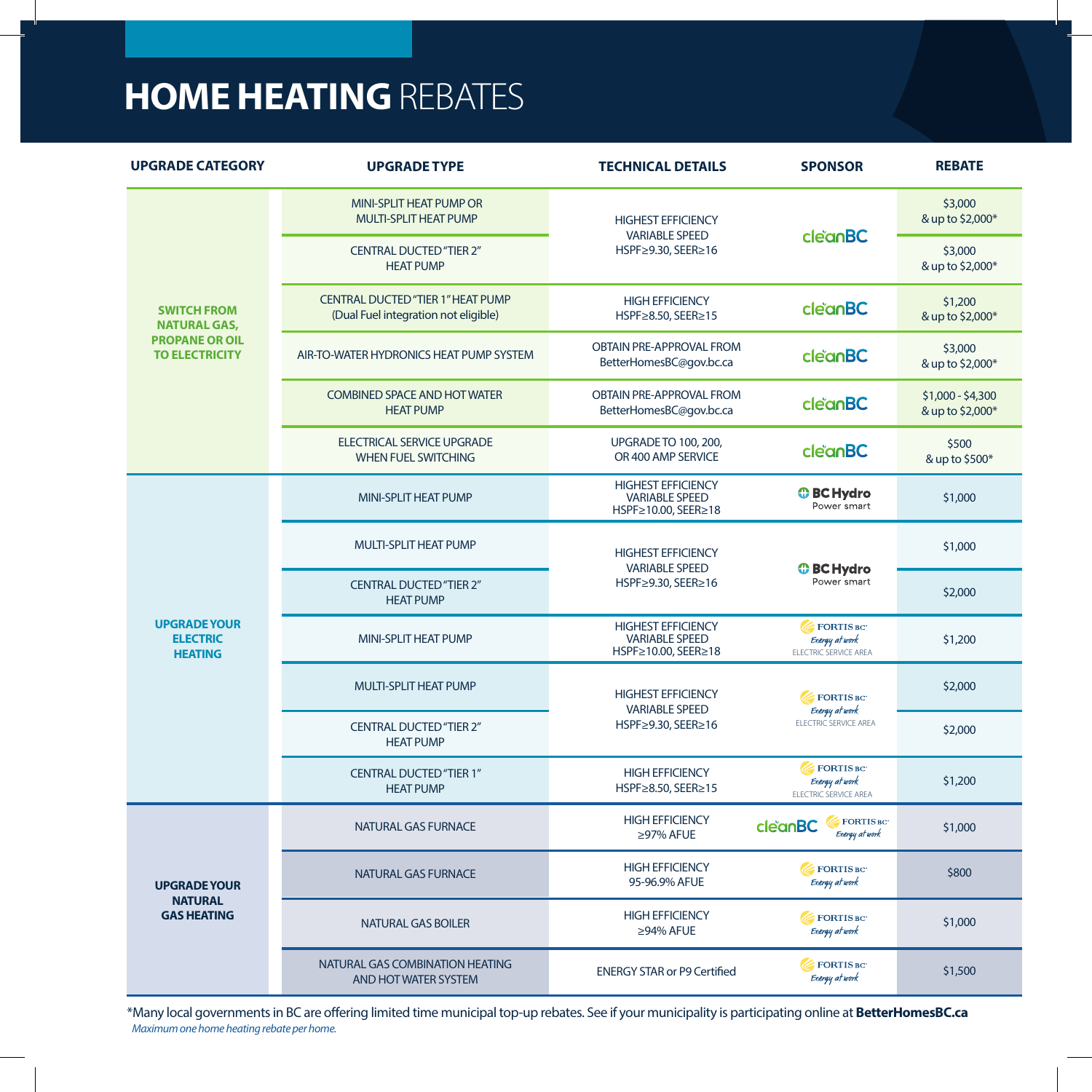# HOME HEATING REBATES

| UPGRADE CATEGORY | UPGRADE TYPE | TECHNICAL DETAILS | SPONSOR | REBATE |
|---|---|---|---|---|
| SWITCH FROM NATURAL GAS, PROPANE OR OIL TO ELECTRICITY | MINI-SPLIT HEAT PUMP OR MULTI-SPLIT HEAT PUMP | HIGHEST EFFICIENCY VARIABLE SPEED HSPF≥9.30, SEER≥16 | cleanBC | $3,000 & up to $2,000* |
| | CENTRAL DUCTED "TIER 2" HEAT PUMP | HIGHEST EFFICIENCY VARIABLE SPEED HSPF≥9.30, SEER≥16 | cleanBC | $3,000 & up to $2,000* |
| | CENTRAL DUCTED "TIER 1" HEAT PUMP (Dual Fuel integration not eligible) | HIGH EFFICIENCY HSPF≥8.50, SEER≥15 | cleanBC | $1,200 & up to $2,000* |
| | AIR-TO-WATER HYDRONICS HEAT PUMP SYSTEM | OBTAIN PRE-APPROVAL FROM BetterHomesBC@gov.bc.ca | cleanBC | $3,000 & up to $2,000* |
| | COMBINED SPACE AND HOT WATER HEAT PUMP | OBTAIN PRE-APPROVAL FROM BetterHomesBC@gov.bc.ca | cleanBC | $1,000 - $4,300 & up to $2,000* |
| | ELECTRICAL SERVICE UPGRADE WHEN FUEL SWITCHING | UPGRADE TO 100, 200, OR 400 AMP SERVICE | cleanBC | $500 & up to $500* |
| UPGRADE YOUR ELECTRIC HEATING | MINI-SPLIT HEAT PUMP | HIGHEST EFFICIENCY VARIABLE SPEED HSPF≥10.00, SEER≥18 | BC Hydro Power smart | $1,000 |
| | MULTI-SPLIT HEAT PUMP | HIGHEST EFFICIENCY VARIABLE SPEED HSPF≥9.30, SEER≥16 | BC Hydro Power smart | $1,000 |
| | CENTRAL DUCTED "TIER 2" HEAT PUMP | HIGHEST EFFICIENCY VARIABLE SPEED HSPF≥9.30, SEER≥16 | BC Hydro Power smart | $2,000 |
| | MINI-SPLIT HEAT PUMP | HIGHEST EFFICIENCY VARIABLE SPEED HSPF≥10.00, SEER≥18 | FORTIS BC Energy at work ELECTRIC SERVICE AREA | $1,200 |
| | MULTI-SPLIT HEAT PUMP | HIGHEST EFFICIENCY VARIABLE SPEED HSPF≥9.30, SEER≥16 | FORTIS BC Energy at work ELECTRIC SERVICE AREA | $2,000 |
| | CENTRAL DUCTED "TIER 2" HEAT PUMP | HIGHEST EFFICIENCY VARIABLE SPEED HSPF≥9.30, SEER≥16 | FORTIS BC Energy at work ELECTRIC SERVICE AREA | $2,000 |
| | CENTRAL DUCTED "TIER 1" HEAT PUMP | HIGH EFFICIENCY HSPF≥8.50, SEER≥15 | FORTIS BC Energy at work ELECTRIC SERVICE AREA | $1,200 |
| UPGRADE YOUR NATURAL GAS HEATING | NATURAL GAS FURNACE | HIGH EFFICIENCY ≥97% AFUE | cleanBC / FORTIS BC Energy at work | $1,000 |
| | NATURAL GAS FURNACE | HIGH EFFICIENCY 95-96.9% AFUE | FORTIS BC Energy at work | $800 |
| | NATURAL GAS BOILER | HIGH EFFICIENCY ≥94% AFUE | FORTIS BC Energy at work | $1,000 |
| | NATURAL GAS COMBINATION HEATING AND HOT WATER SYSTEM | ENERGY STAR or P9 Certified | FORTIS BC Energy at work | $1,500 |

*Many local governments in BC are offering limited time municipal top-up rebates. See if your municipality is participating online at **BetterHomesBC.ca**

*Maximum one home heating rebate per home.*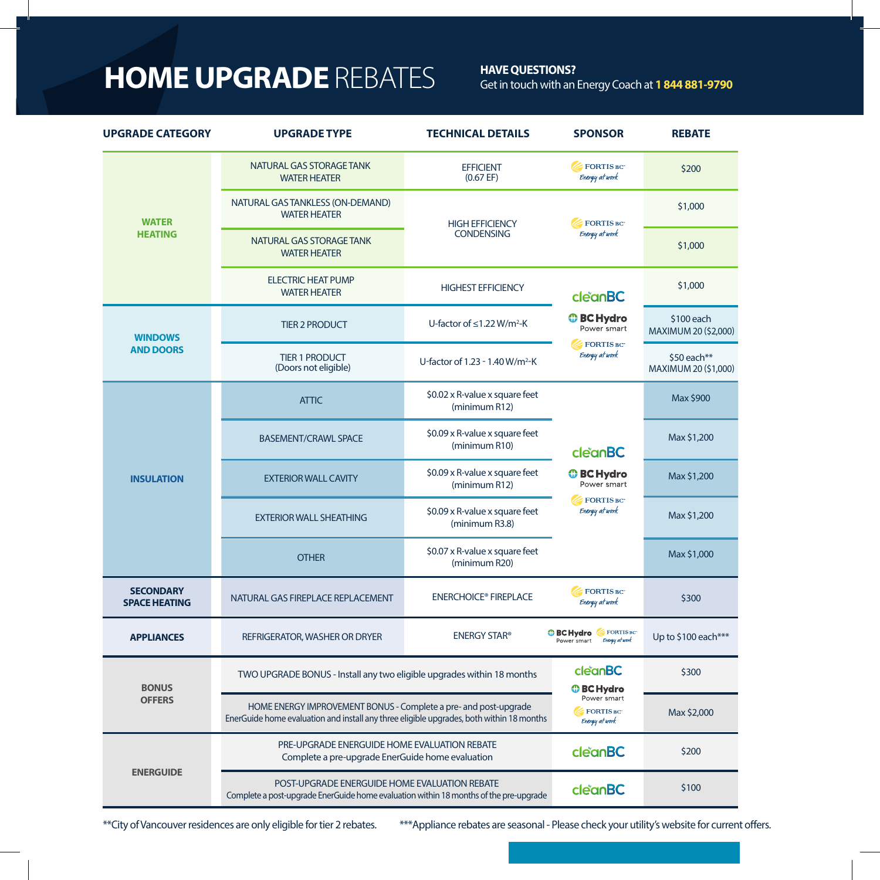# HOME UPGRADE REBATES

**HAVE QUESTIONS?**
Get in touch with an Energy Coach at **1 844 881-9790**

| UPGRADE CATEGORY | UPGRADE TYPE | TECHNICAL DETAILS | SPONSOR | REBATE |
|---|---|---|---|---|
| WATER HEATING | NATURAL GAS STORAGE TANK WATER HEATER | EFFICIENT (0.67 EF) | FORTIS BC Energy at work | $200 |
| | NATURAL GAS TANKLESS (ON-DEMAND) WATER HEATER | HIGH EFFICIENCY CONDENSING | FORTIS BC Energy at work | $1,000 |
| | NATURAL GAS STORAGE TANK WATER HEATER | | | $1,000 |
| | ELECTRIC HEAT PUMP WATER HEATER | HIGHEST EFFICIENCY | cleanBC / BC Hydro Power smart / FORTIS BC Energy at work | $1,000 |
| WINDOWS AND DOORS | TIER 2 PRODUCT | U-factor of ≤1.22 $W/m^2$-K | | $100 each MAXIMUM 20 ($2,000) |
| | TIER 1 PRODUCT (Doors not eligible) | U-factor of 1.23 - 1.40 $W/m^2$-K | | $50 each** MAXIMUM 20 ($1,000) |
| INSULATION | ATTIC | $0.02 x R-value x square feet (minimum R12) | cleanBC / BC Hydro Power smart / FORTIS BC Energy at work | Max $900 |
| | BASEMENT/CRAWL SPACE | $0.09 x R-value x square feet (minimum R10) | | Max $1,200 |
| | EXTERIOR WALL CAVITY | $0.09 x R-value x square feet (minimum R12) | | Max $1,200 |
| | EXTERIOR WALL SHEATHING | $0.09 x R-value x square feet (minimum R3.8) | | Max $1,200 |
| | OTHER | $0.07 x R-value x square feet (minimum R20) | | Max $1,000 |
| SECONDARY SPACE HEATING | NATURAL GAS FIREPLACE REPLACEMENT | ENERCHOICE® FIREPLACE | FORTIS BC Energy at work | $300 |
| APPLIANCES | REFRIGERATOR, WASHER OR DRYER | ENERGY STAR® | BC Hydro Power smart / FORTIS BC Energy at work | Up to $100 each*** |
| BONUS OFFERS | TWO UPGRADE BONUS - Install any two eligible upgrades within 18 months | | cleanBC / BC Hydro Power smart / FORTIS BC Energy at work | $300 |
| | HOME ENERGY IMPROVEMENT BONUS - Complete a pre- and post-upgrade EnerGuide home evaluation and install any three eligible upgrades, both within 18 months | | | Max $2,000 |
| ENERGUIDE | PRE-UPGRADE ENERGUIDE HOME EVALUATION REBATE Complete a pre-upgrade EnerGuide home evaluation | | cleanBC | $200 |
| | POST-UPGRADE ENERGUIDE HOME EVALUATION REBATE Complete a post-upgrade EnerGuide home evaluation within 18 months of the pre-upgrade | | cleanBC | $100 |

**City of Vancouver residences are only eligible for tier 2 rebates.

***Appliance rebates are seasonal - Please check your utility's website for current offers.